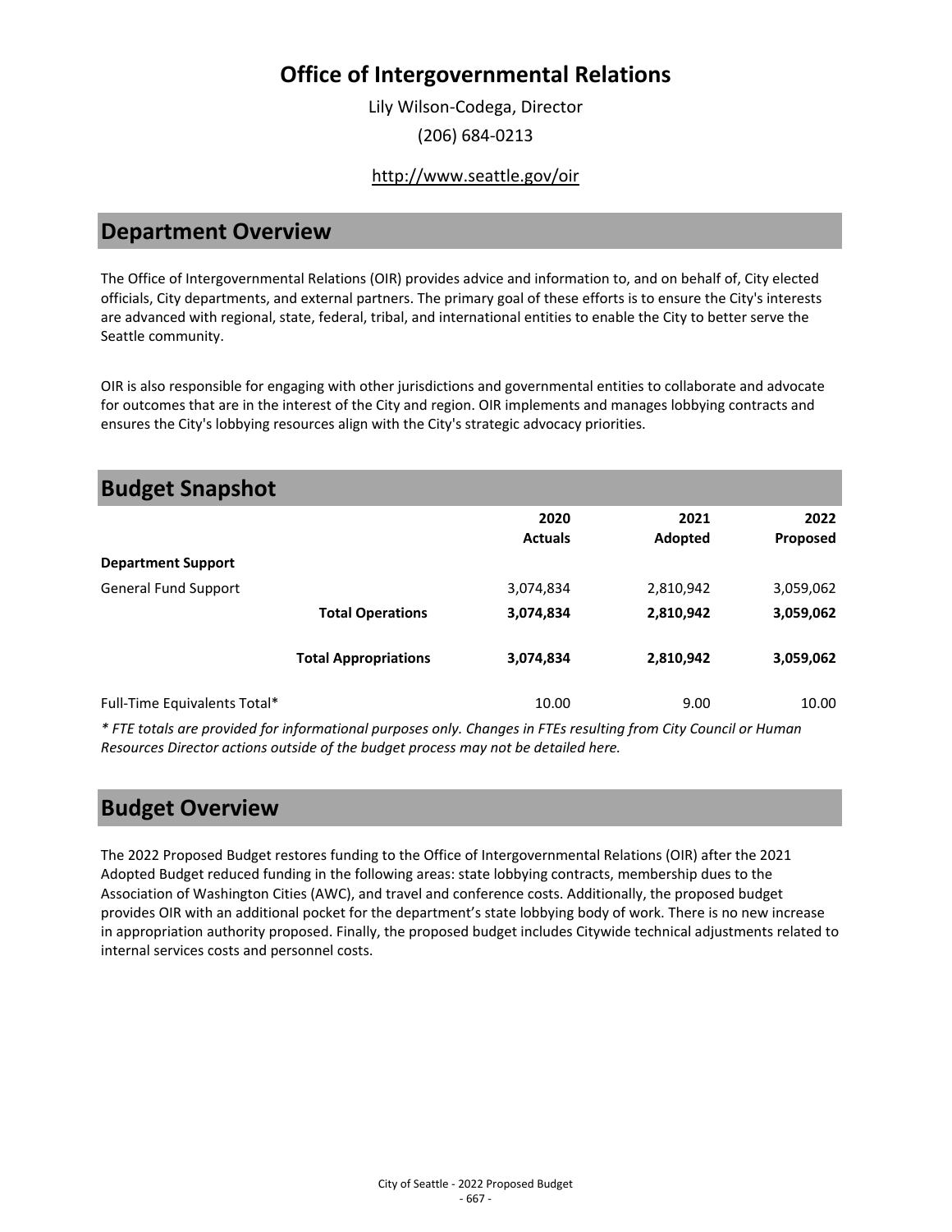# Office of Intergovernmental Relations

Lily Wilson-Codega, Director

(206) 684-0213

http://www.seattle.gov/oir

## Department Overview

The Office of Intergovernmental Relations (OIR) provides advice and information to, and on behalf of, City elected officials, City departments, and external partners. The primary goal of these efforts is to ensure the City's interests are advanced with regional, state, federal, tribal, and international entities to enable the City to better serve the Seattle community.

OIR is also responsible for engaging with other jurisdictions and governmental entities to collaborate and advocate for outcomes that are in the interest of the City and region. OIR implements and manages lobbying contracts and ensures the City's lobbying resources align with the City's strategic advocacy priorities.

## Budget Snapshot

| | | 2020 Actuals | 2021 Adopted | 2022 Proposed |
|---|---|---|---|---|
| **Department Support** | | | | |
| General Fund Support | | 3,074,834 | 2,810,942 | 3,059,062 |
| | **Total Operations** | **3,074,834** | **2,810,942** | **3,059,062** |
| | **Total Appropriations** | **3,074,834** | **2,810,942** | **3,059,062** |
| Full-Time Equivalents Total* | | 10.00 | 9.00 | 10.00 |

*\* FTE totals are provided for informational purposes only. Changes in FTEs resulting from City Council or Human Resources Director actions outside of the budget process may not be detailed here.*

## Budget Overview

The 2022 Proposed Budget restores funding to the Office of Intergovernmental Relations (OIR) after the 2021 Adopted Budget reduced funding in the following areas: state lobbying contracts, membership dues to the Association of Washington Cities (AWC), and travel and conference costs. Additionally, the proposed budget provides OIR with an additional pocket for the department's state lobbying body of work. There is no new increase in appropriation authority proposed. Finally, the proposed budget includes Citywide technical adjustments related to internal services costs and personnel costs.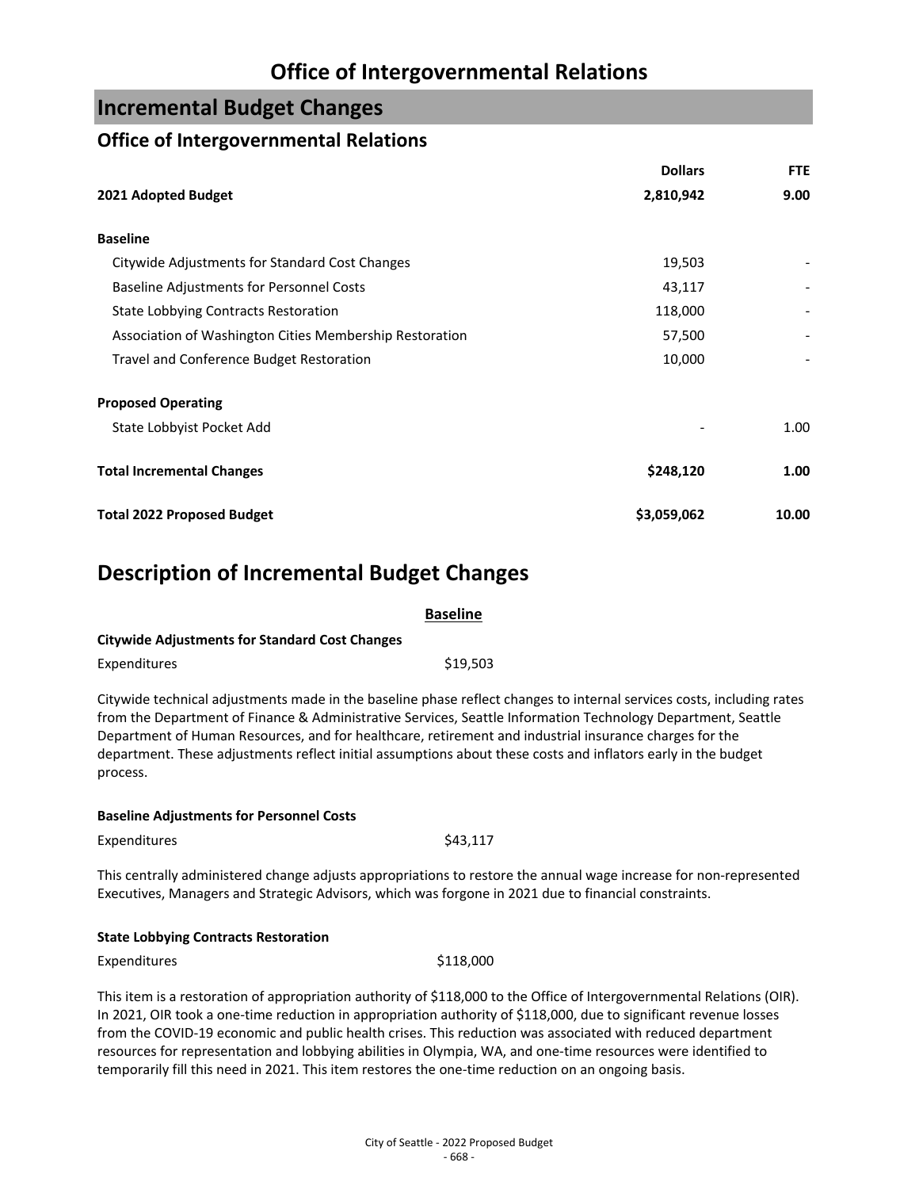# Office of Intergovernmental Relations

## Incremental Budget Changes

### Office of Intergovernmental Relations

| | Dollars | FTE |
|---|---|---|
| **2021 Adopted Budget** | **2,810,942** | **9.00** |
| | | |
| **Baseline** | | |
| Citywide Adjustments for Standard Cost Changes | 19,503 | - |
| Baseline Adjustments for Personnel Costs | 43,117 | - |
| State Lobbying Contracts Restoration | 118,000 | - |
| Association of Washington Cities Membership Restoration | 57,500 | - |
| Travel and Conference Budget Restoration | 10,000 | - |
| | | |
| **Proposed Operating** | | |
| State Lobbyist Pocket Add | - | 1.00 |
| | | |
| **Total Incremental Changes** | **$248,120** | **1.00** |
| | | |
| **Total 2022 Proposed Budget** | **$3,059,062** | **10.00** |

## Description of Incremental Budget Changes

**Baseline**

**Citywide Adjustments for Standard Cost Changes**

Expenditures $19,503

Citywide technical adjustments made in the baseline phase reflect changes to internal services costs, including rates from the Department of Finance & Administrative Services, Seattle Information Technology Department, Seattle Department of Human Resources, and for healthcare, retirement and industrial insurance charges for the department. These adjustments reflect initial assumptions about these costs and inflators early in the budget process.

**Baseline Adjustments for Personnel Costs**

Expenditures $43,117

This centrally administered change adjusts appropriations to restore the annual wage increase for non-represented Executives, Managers and Strategic Advisors, which was forgone in 2021 due to financial constraints.

**State Lobbying Contracts Restoration**

Expenditures $118,000

This item is a restoration of appropriation authority of $118,000 to the Office of Intergovernmental Relations (OIR). In 2021, OIR took a one-time reduction in appropriation authority of $118,000, due to significant revenue losses from the COVID-19 economic and public health crises. This reduction was associated with reduced department resources for representation and lobbying abilities in Olympia, WA, and one-time resources were identified to temporarily fill this need in 2021. This item restores the one-time reduction on an ongoing basis.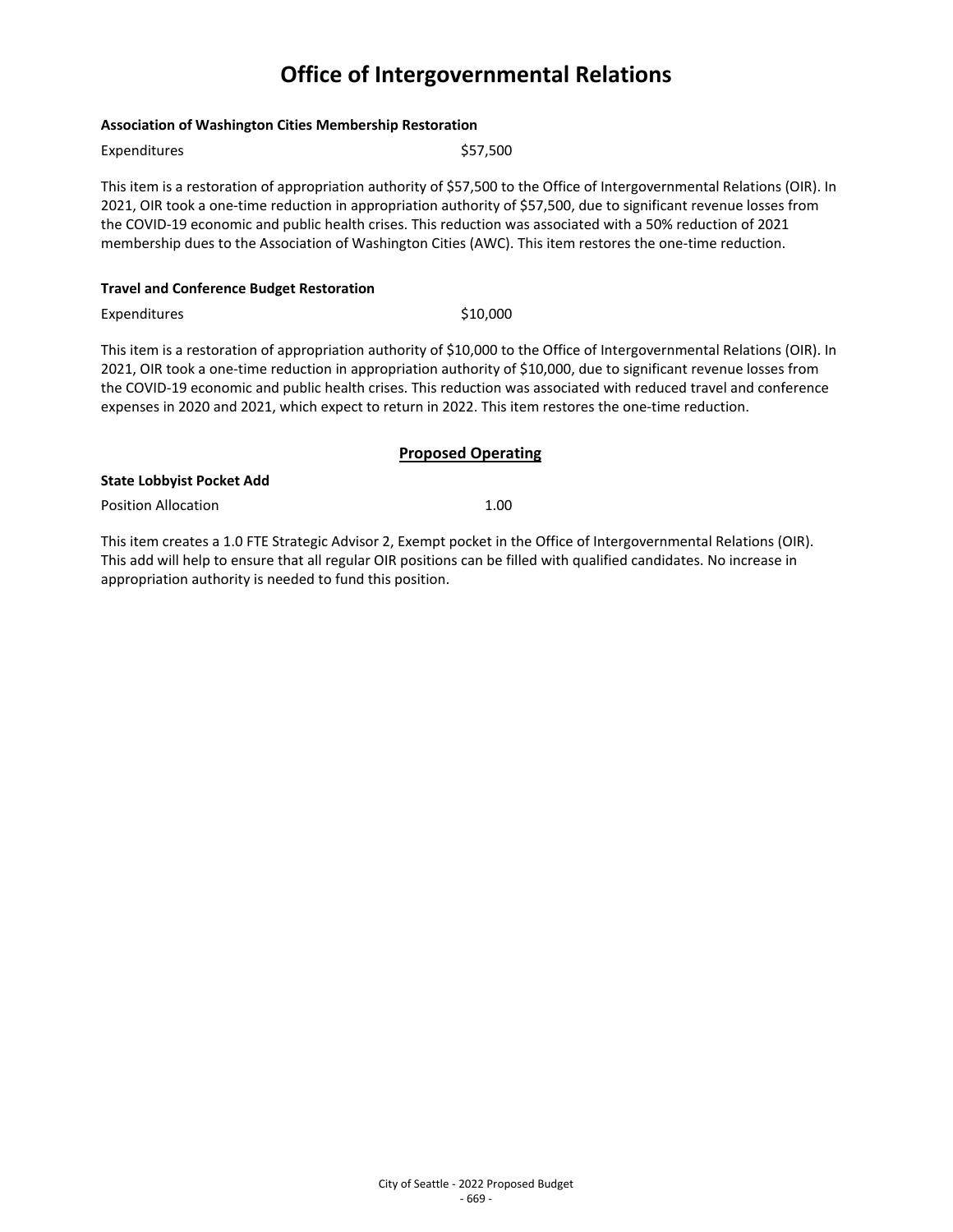# Office of Intergovernmental Relations

**Association of Washington Cities Membership Restoration**

Expenditures $57,500

This item is a restoration of appropriation authority of $57,500 to the Office of Intergovernmental Relations (OIR). In 2021, OIR took a one-time reduction in appropriation authority of $57,500, due to significant revenue losses from the COVID-19 economic and public health crises. This reduction was associated with a 50% reduction of 2021 membership dues to the Association of Washington Cities (AWC). This item restores the one-time reduction.

**Travel and Conference Budget Restoration**

Expenditures $10,000

This item is a restoration of appropriation authority of $10,000 to the Office of Intergovernmental Relations (OIR). In 2021, OIR took a one-time reduction in appropriation authority of $10,000, due to significant revenue losses from the COVID-19 economic and public health crises. This reduction was associated with reduced travel and conference expenses in 2020 and 2021, which expect to return in 2022. This item restores the one-time reduction.

## Proposed Operating

**State Lobbyist Pocket Add**

Position Allocation 1.00

This item creates a 1.0 FTE Strategic Advisor 2, Exempt pocket in the Office of Intergovernmental Relations (OIR). This add will help to ensure that all regular OIR positions can be filled with qualified candidates. No increase in appropriation authority is needed to fund this position.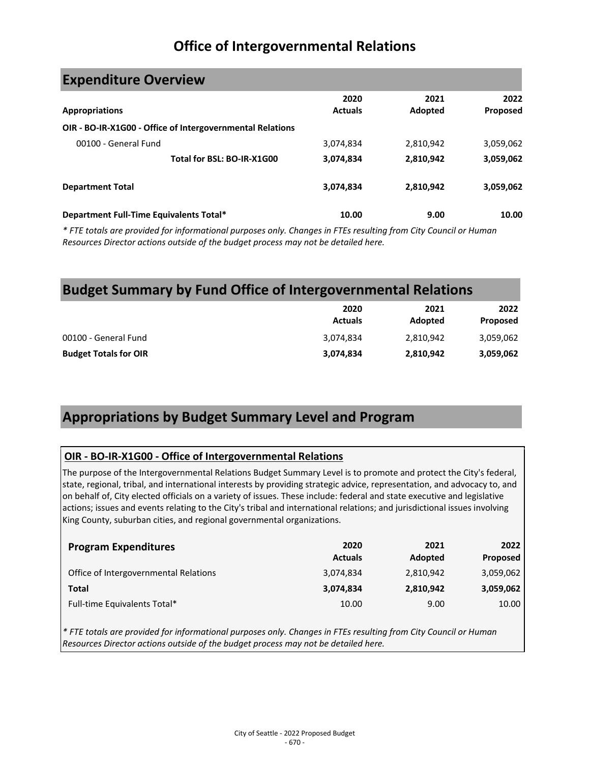# Office of Intergovernmental Relations

## Expenditure Overview

| Appropriations | 2020 Actuals | 2021 Adopted | 2022 Proposed |
| --- | --- | --- | --- |
| **OIR - BO-IR-X1G00 - Office of Intergovernmental Relations** | | | |
| 00100 - General Fund | 3,074,834 | 2,810,942 | 3,059,062 |
| **Total for BSL: BO-IR-X1G00** | **3,074,834** | **2,810,942** | **3,059,062** |
| **Department Total** | **3,074,834** | **2,810,942** | **3,059,062** |
| **Department Full-Time Equivalents Total*** | **10.00** | **9.00** | **10.00** |

*\* FTE totals are provided for informational purposes only. Changes in FTEs resulting from City Council or Human Resources Director actions outside of the budget process may not be detailed here.*

## Budget Summary by Fund Office of Intergovernmental Relations

| | 2020 Actuals | 2021 Adopted | 2022 Proposed |
| --- | --- | --- | --- |
| 00100 - General Fund | 3,074,834 | 2,810,942 | 3,059,062 |
| **Budget Totals for OIR** | **3,074,834** | **2,810,942** | **3,059,062** |

## Appropriations by Budget Summary Level and Program

### OIR - BO-IR-X1G00 - Office of Intergovernmental Relations

The purpose of the Intergovernmental Relations Budget Summary Level is to promote and protect the City's federal, state, regional, tribal, and international interests by providing strategic advice, representation, and advocacy to, and on behalf of, City elected officials on a variety of issues. These include: federal and state executive and legislative actions; issues and events relating to the City's tribal and international relations; and jurisdictional issues involving King County, suburban cities, and regional governmental organizations.

| Program Expenditures | 2020 Actuals | 2021 Adopted | 2022 Proposed |
| --- | --- | --- | --- |
| Office of Intergovernmental Relations | 3,074,834 | 2,810,942 | 3,059,062 |
| **Total** | **3,074,834** | **2,810,942** | **3,059,062** |
| Full-time Equivalents Total* | 10.00 | 9.00 | 10.00 |

*\* FTE totals are provided for informational purposes only. Changes in FTEs resulting from City Council or Human Resources Director actions outside of the budget process may not be detailed here.*